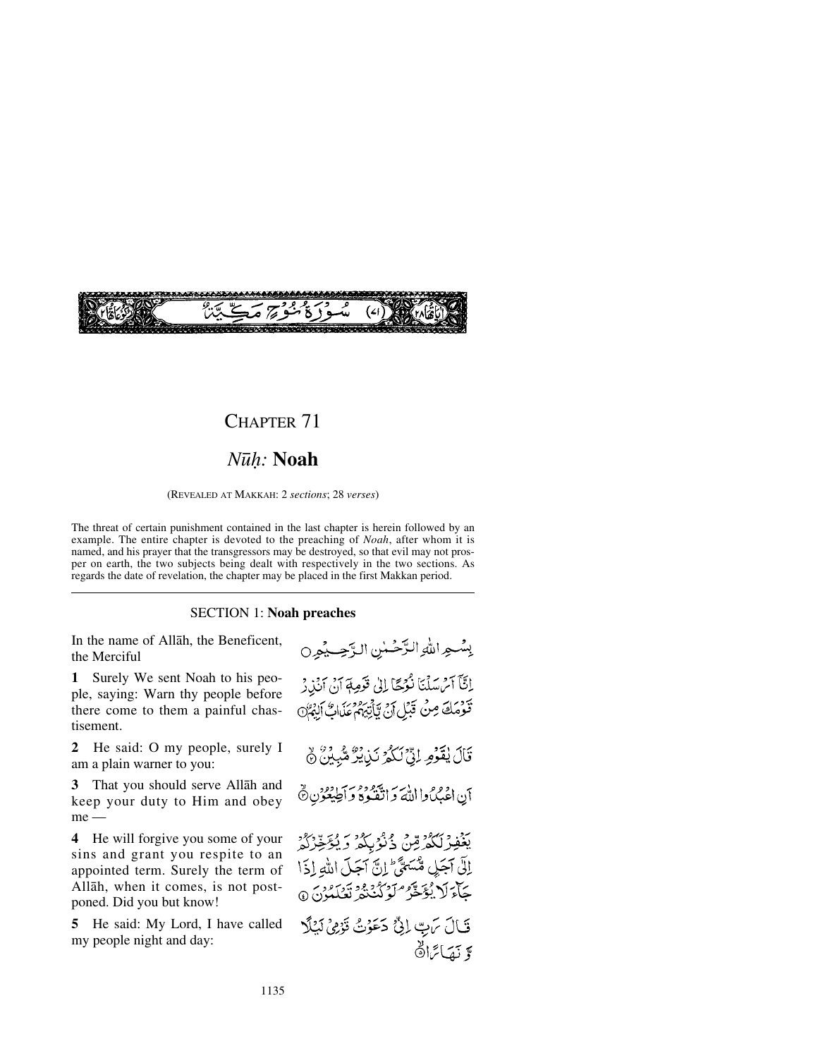سُورَةُ نُوحٍ مَكِّيَّةٌ (٧١)

# Chapter 71

## *Nūḥ:* Noah

(Revealed at Makkah: 2 *sections*; 28 *verses*)

The threat of certain punishment contained in the last chapter is herein followed by an example. The entire chapter is devoted to the preaching of *Noah*, after whom it is named, and his prayer that the transgressors may be destroyed, so that evil may not prosper on earth, the two subjects being dealt with respectively in the two sections. As regards the date of revelation, the chapter may be placed in the first Makkan period.

### Section 1: Noah preaches

In the name of Allāh, the Beneficent, the Merciful

بِسۡمِ اللّٰہِ الرَّحۡمٰنِ الرَّحِیۡمِ

**1** Surely We sent Noah to his people, saying: Warn thy people before there come to them a painful chastisement.

اِنَّاۤ اَرۡسَلۡنَا نُوۡحًا اِلٰی قَوۡمِہٖۤ اَنۡ اَنۡذِرۡ قَوۡمَکَ مِنۡ قَبۡلِ اَنۡ یَّاۡتِیَہُمۡ عَذَابٌ اَلِیۡمٌ ﴿۱﴾

**2** He said: O my people, surely I am a plain warner to you:

قَالَ یٰقَوۡمِ اِنِّیۡ لَکُمۡ نَذِیۡرٌ مُّبِیۡنٌ ۙ﴿۲﴾

**3** That you should serve Allāh and keep your duty to Him and obey me —

اَنِ اعۡبُدُوا اللّٰہَ وَ اتَّقُوۡہُ وَ اَطِیۡعُوۡنِ ۙ﴿۳﴾

**4** He will forgive you some of your sins and grant you respite to an appointed term. Surely the term of Allāh, when it comes, is not postponed. Did you but know!

یَغۡفِرۡ لَکُمۡ مِّنۡ ذُنُوۡبِکُمۡ وَ یُؤَخِّرۡکُمۡ اِلٰۤی اَجَلٍ مُّسَمًّی ؕ اِنَّ اَجَلَ اللّٰہِ اِذَا جَآءَ لَا یُؤَخَّرُ ۘ لَوۡ کُنۡتُمۡ تَعۡلَمُوۡنَ ﴿۴﴾

**5** He said: My Lord, I have called my people night and day:

قَالَ رَبِّ اِنِّیۡ دَعَوۡتُ قَوۡمِیۡ لَیۡلًا وَّ نَہَارًا ۙ﴿۵﴾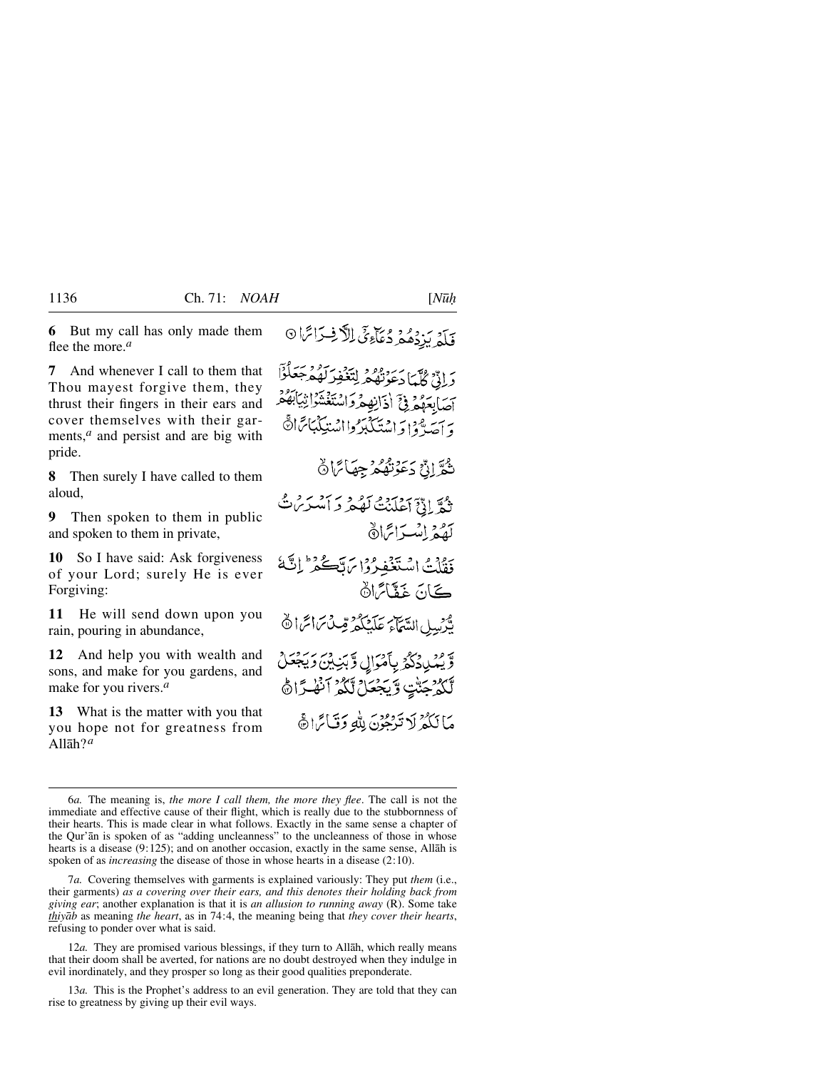**6** But my call has only made them flee the more.[a]

فَلَمْ يَزِدْهُمْ دُعَآءِيْٓ اِلَّا فِرَارًا ۝

**7** And whenever I call to them that Thou mayest forgive them, they thrust their fingers in their ears and cover themselves with their garments,[a] and persist and are big with pride.

وَاِنِّيْ كُلَّمَا دَعَوْتُهُمْ لِتَغْفِرَ لَهُمْ جَعَلُوْٓا اَصَابِعَهُمْ فِيْٓ اٰذَانِهِمْ وَاسْتَغْشَوْا ثِيَابَهُمْ وَاَصَرُّوْا وَاسْتَكْبَرُوا اسْتِكْبَارًا ۝

**8** Then surely I have called to them aloud,

ثُمَّ اِنِّيْ دَعَوْتُهُمْ جِهَارًا ۝

**9** Then spoken to them in public and spoken to them in private,

ثُمَّ اِنِّيْٓ اَعْلَنْتُ لَهُمْ وَاَسْرَرْتُ لَهُمْ اِسْرَارًا ۝

**10** So I have said: Ask forgiveness of your Lord; surely He is ever Forgiving:

فَقُلْتُ اسْتَغْفِرُوْا رَبَّكُمْ ۭ اِنَّهٗ كَانَ غَفَّارًا ۝

**11** He will send down upon you rain, pouring in abundance,

يُّرْسِلِ السَّمَآءَ عَلَيْكُمْ مِّدْرَارًا ۝

**12** And help you with wealth and sons, and make for you gardens, and make for you rivers.[a]

وَّيُمْدِدْكُمْ بِاَمْوَالٍ وَّبَنِيْنَ وَيَجْعَلْ لَّكُمْ جَنّٰتٍ وَّيَجْعَلْ لَّكُمْ اَنْهٰرًا ۝

**13** What is the matter with you that you hope not for greatness from Allāh?[a]

مَا لَكُمْ لَا تَرْجُوْنَ لِلّٰهِ وَقَارًا ۝

---

6*a.* The meaning is, *the more I call them, the more they flee*. The call is not the immediate and effective cause of their flight, which is really due to the stubbornness of their hearts. This is made clear in what follows. Exactly in the same sense a chapter of the Qur'ān is spoken of as "adding uncleanness" to the uncleanness of those in whose hearts is a disease (9:125); and on another occasion, exactly in the same sense, Allāh is spoken of as *increasing* the disease of those in whose hearts in a disease (2:10).

7*a.* Covering themselves with garments is explained variously: They put *them* (i.e., their garments) *as a covering over their ears, and this denotes their holding back from giving ear*; another explanation is that it is *an allusion to running away* (R). Some take *thiyāb* as meaning *the heart*, as in 74:4, the meaning being that *they cover their hearts*, refusing to ponder over what is said.

12*a.* They are promised various blessings, if they turn to Allāh, which really means that their doom shall be averted, for nations are no doubt destroyed when they indulge in evil inordinately, and they prosper so long as their good qualities preponderate.

13*a.* This is the Prophet's address to an evil generation. They are told that they can rise to greatness by giving up their evil ways.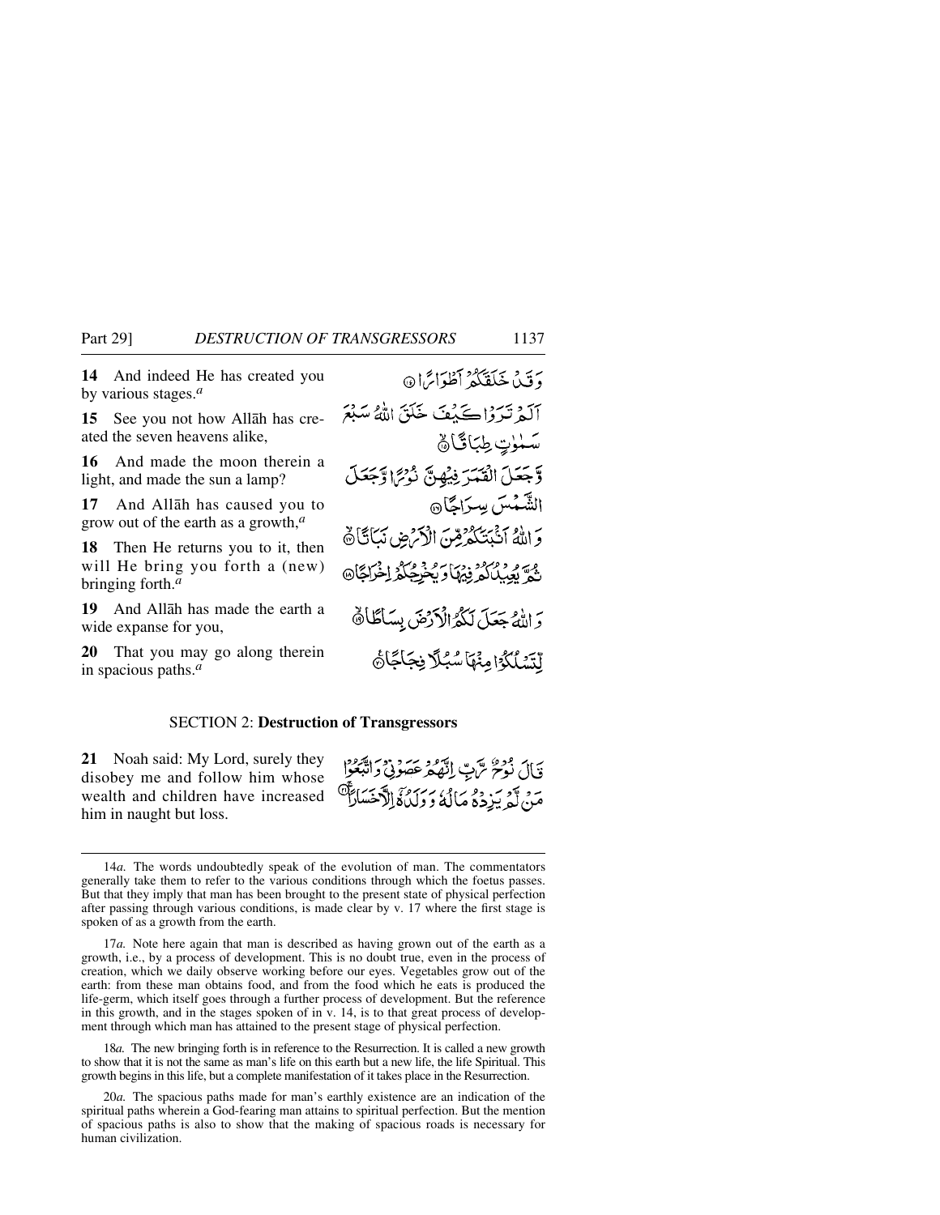**14** And indeed He has created you by various stages.[a]

وَقَدْ خَلَقَكُمْ أَطْوَارًا ۝

**15** See you not how Allāh has created the seven heavens alike,

أَلَمْ تَرَوْا كَيْفَ خَلَقَ اللَّهُ سَبْعَ سَمَاوَاتٍ طِبَاقًا ۝

**16** And made the moon therein a light, and made the sun a lamp?

وَجَعَلَ الْقَمَرَ فِيهِنَّ نُورًا وَجَعَلَ الشَّمْسَ سِرَاجًا ۝

**17** And Allāh has caused you to grow out of the earth as a growth,[a]

وَاللَّهُ أَنْبَتَكُمْ مِنَ الْأَرْضِ نَبَاتًا ۝

**18** Then He returns you to it, then will He bring you forth a (new) bringing forth.[a]

ثُمَّ يُعِيدُكُمْ فِيهَا وَيُخْرِجُكُمْ إِخْرَاجًا ۝

**19** And Allāh has made the earth a wide expanse for you,

وَاللَّهُ جَعَلَ لَكُمُ الْأَرْضَ بِسَاطًا ۝

**20** That you may go along therein in spacious paths.[a]

لِتَسْلُكُوا مِنْهَا سُبُلًا فِجَاجًا ۝

## SECTION 2: **Destruction of Transgressors**

**21** Noah said: My Lord, surely they disobey me and follow him whose wealth and children have increased him in naught but loss.

قَالَ نُوحٌ رَبِّ إِنَّهُمْ عَصَوْنِي وَاتَّبَعُوا مَنْ لَمْ يَزِدْهُ مَالُهُ وَوَلَدُهُ إِلَّا خَسَارًا ۝

---

14*a.* The words undoubtedly speak of the evolution of man. The commentators generally take them to refer to the various conditions through which the foetus passes. But that they imply that man has been brought to the present state of physical perfection after passing through various conditions, is made clear by v. 17 where the first stage is spoken of as a growth from the earth.

17*a.* Note here again that man is described as having grown out of the earth as a growth, i.e., by a process of development. This is no doubt true, even in the process of creation, which we daily observe working before our eyes. Vegetables grow out of the earth: from these man obtains food, and from the food which he eats is produced the life-germ, which itself goes through a further process of development. But the reference in this growth, and in the stages spoken of in v. 14, is to that great process of development through which man has attained to the present stage of physical perfection.

18*a.* The new bringing forth is in reference to the Resurrection. It is called a new growth to show that it is not the same as man's life on this earth but a new life, the life Spiritual. This growth begins in this life, but a complete manifestation of it takes place in the Resurrection.

20*a.* The spacious paths made for man's earthly existence are an indication of the spiritual paths wherein a God-fearing man attains to spiritual perfection. But the mention of spacious paths is also to show that the making of spacious roads is necessary for human civilization.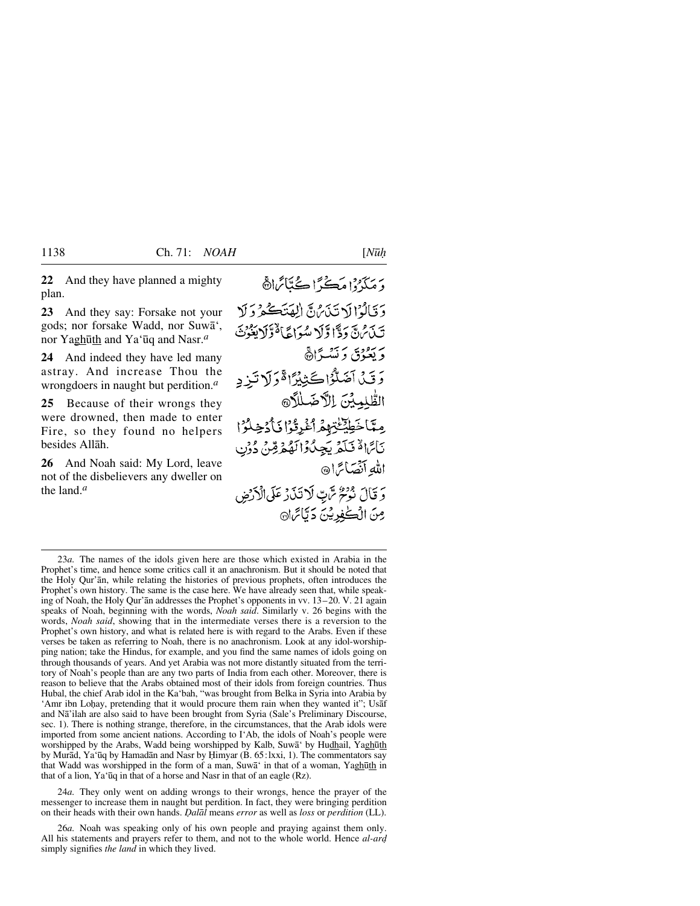**22** And they have planned a mighty plan.

**23** And they say: Forsake not your gods; nor forsake Wadd, nor Suwā‘, nor Yaghūth and Ya‘ūq and Nasr.[a]

**24** And indeed they have led many astray. And increase Thou the wrongdoers in naught but perdition.[a]

**25** Because of their wrongs they were drowned, then made to enter Fire, so they found no helpers besides Allāh.

**26** And Noah said: My Lord, leave not of the disbelievers any dweller on the land.[a]

وَمَكَرُوْا مَكْرًا كُبَّارًا ﴿٢٢﴾

وَقَالُوْا لَا تَذَرُنَّ اٰلِهَتَكُمْ وَلَا تَذَرُنَّ وَدًّا وَّلَا سُوَاعًا ۬ۙ وَّلَا يَغُوْثَ وَيَعُوْقَ وَنَسْرًا ﴿٢٣﴾

وَقَدْ اَضَلُّوْا كَثِيْرًا ۬ۚ وَلَا تَزِدِ الظّٰلِمِيْنَ اِلَّا ضَلٰلًا ﴿٢٤﴾

مِمَّا خَطِيْٓـٰٔتِهِمْ اُغْرِقُوْا فَاُدْخِلُوْا نَارًا ۬ۙ فَلَمْ يَجِدُوْا لَهُمْ مِّنْ دُوْنِ اللّٰهِ اَنْصَارًا ﴿٢٥﴾

وَقَالَ نُوْحٌ رَّبِّ لَا تَذَرْ عَلَى الْاَرْضِ مِنَ الْكٰفِرِيْنَ دَيَّارًا ﴿٢٦﴾

---

23*a.* The names of the idols given here are those which existed in Arabia in the Prophet's time, and hence some critics call it an anachronism. But it should be noted that the Holy Qur'ān, while relating the histories of previous prophets, often introduces the Prophet's own history. The same is the case here. We have already seen that, while speaking of Noah, the Holy Qur'ān addresses the Prophet's opponents in vv. 13–20. V. 21 again speaks of Noah, beginning with the words, *Noah said*. Similarly v. 26 begins with the words, *Noah said*, showing that in the intermediate verses there is a reversion to the Prophet's own history, and what is related here is with regard to the Arabs. Even if these verses be taken as referring to Noah, there is no anachronism. Look at any idol-worshipping nation; take the Hindus, for example, and you find the same names of idols going on through thousands of years. And yet Arabia was not more distantly situated from the territory of Noah's people than are any two parts of India from each other. Moreover, there is reason to believe that the Arabs obtained most of their idols from foreign countries. Thus Hubal, the chief Arab idol in the Ka'bah, "was brought from Belka in Syria into Arabia by 'Amr ibn Loḥay, pretending that it would procure them rain when they wanted it"; Usāf and Nā'ilah are also said to have been brought from Syria (Sale's Preliminary Discourse, sec. 1). There is nothing strange, therefore, in the circumstances, that the Arab idols were imported from some ancient nations. According to I'Ab, the idols of Noah's people were worshipped by the Arabs, Wadd being worshipped by Kalb, Suwā' by Hudhail, Yaghūth by Murād, Ya'ūq by Hamadān and Nasr by Ḥimyar (B. 65:lxxi, 1). The commentators say that Wadd was worshipped in the form of a man, Suwā' in that of a woman, Yaghūth in that of a lion, Ya'ūq in that of a horse and Nasr in that of an eagle (Rz).

24*a.* They only went on adding wrongs to their wrongs, hence the prayer of the messenger to increase them in naught but perdition. In fact, they were bringing perdition on their heads with their own hands. *Ḍalāl* means *error* as well as *loss* or *perdition* (LL).

26*a.* Noah was speaking only of his own people and praying against them only. All his statements and prayers refer to them, and not to the whole world. Hence *al-arḍ* simply signifies *the land* in which they lived.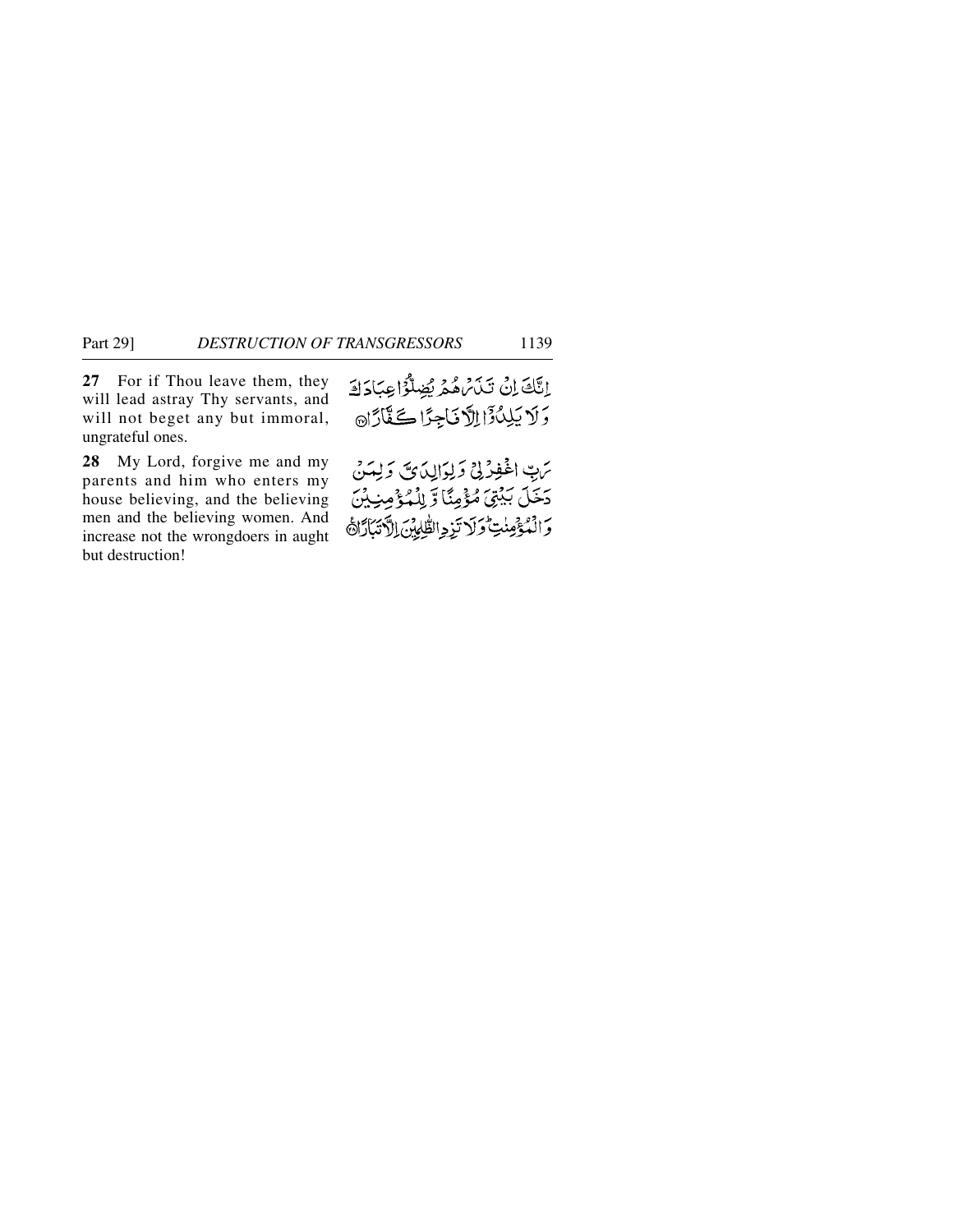**27** For if Thou leave them, they will lead astray Thy servants, and will not beget any but immoral, ungrateful ones.

إِنَّكَ إِنْ تَذَرْهُمْ يُضِلُّوْا عِبَادَكَ وَلَا يَلِدُوْٓا إِلَّا فَاجِرًا كَفَّارًا ۝٢٧

**28** My Lord, forgive me and my parents and him who enters my house believing, and the believing men and the believing women. And increase not the wrongdoers in aught but destruction!

رَبِّ اغْفِرْ لِيْ وَلِوَالِدَيَّ وَلِمَنْ دَخَلَ بَيْتِيَ مُؤْمِنًا وَّلِلْمُؤْمِنِيْنَ وَالْمُؤْمِنٰتِ ۭ وَلَا تَزِدِ الظّٰلِمِيْنَ إِلَّا تَبَارًا ۝٢٨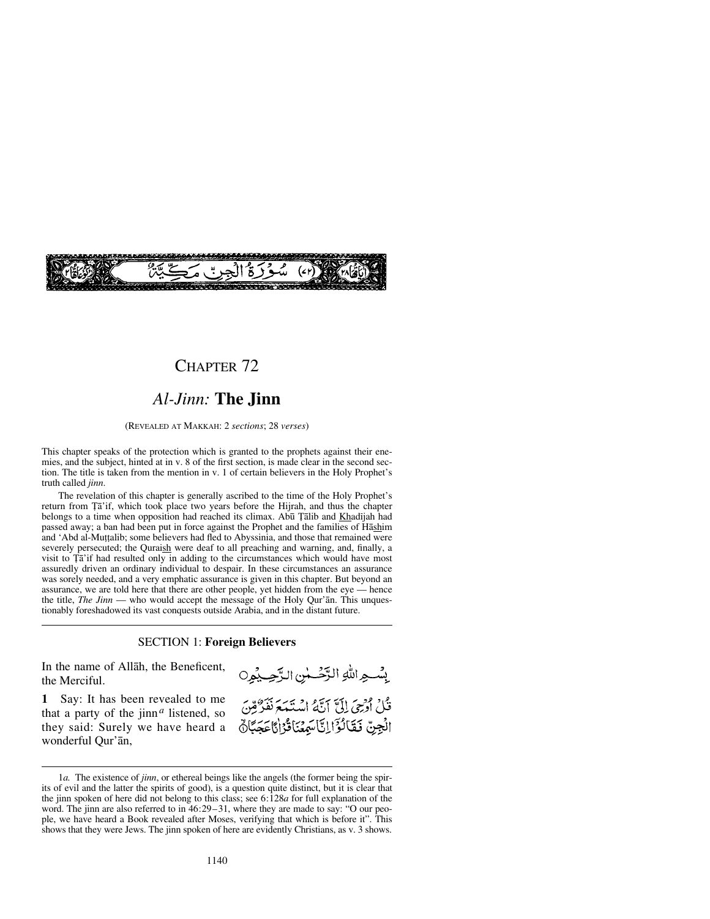سُوْرَةُ الْجِنِّ مَكِّيَّةٌ (٧٢)

# CHAPTER 72

## *Al-Jinn:* The Jinn

(REVEALED AT MAKKAH: 2 *sections*; 28 *verses*)

This chapter speaks of the protection which is granted to the prophets against their enemies, and the subject, hinted at in v. 8 of the first section, is made clear in the second section. The title is taken from the mention in v. 1 of certain believers in the Holy Prophet's truth called *jinn*.

The revelation of this chapter is generally ascribed to the time of the Holy Prophet's return from Ṭā'if, which took place two years before the Hijrah, and thus the chapter belongs to a time when opposition had reached its climax. Abū Ṭālib and Khadījah had passed away; a ban had been put in force against the Prophet and the families of Hāshim and 'Abd al-Muṭṭalib; some believers had fled to Abyssinia, and those that remained were severely persecuted; the Quraish were deaf to all preaching and warning, and, finally, a visit to Ṭā'if had resulted only in adding to the circumstances which would have most assuredly driven an ordinary individual to despair. In these circumstances an assurance was sorely needed, and a very emphatic assurance is given in this chapter. But beyond an assurance, we are told here that there are other people, yet hidden from the eye — hence the title, *The Jinn* — who would accept the message of the Holy Qur'ān. This unquestionably foreshadowed its vast conquests outside Arabia, and in the distant future.

### SECTION 1: **Foreign Believers**

In the name of Allāh, the Beneficent, the Merciful.

بِسْمِ اللّٰهِ الرَّحْمٰنِ الرَّحِيْمِ

**1** Say: It has been revealed to me that a party of the jinn[a] listened, so they said: Surely we have heard a wonderful Qur'ān,

قُلْ اُوْحِيَ اِلَيَّ اَنَّهُ اسْتَمَعَ نَفَرٌ مِّنَ الْجِنِّ فَقَالُوْٓا اِنَّا سَمِعْنَا قُرْاٰنًا عَجَبًا ۙ

---

1*a.* The existence of *jinn*, or ethereal beings like the angels (the former being the spirits of evil and the latter the spirits of good), is a question quite distinct, but it is clear that the jinn spoken of here did not belong to this class; see 6:128*a* for full explanation of the word. The jinn are also referred to in 46:29–31, where they are made to say: "O our people, we have heard a Book revealed after Moses, verifying that which is before it". This shows that they were Jews. The jinn spoken of here are evidently Christians, as v. 3 shows.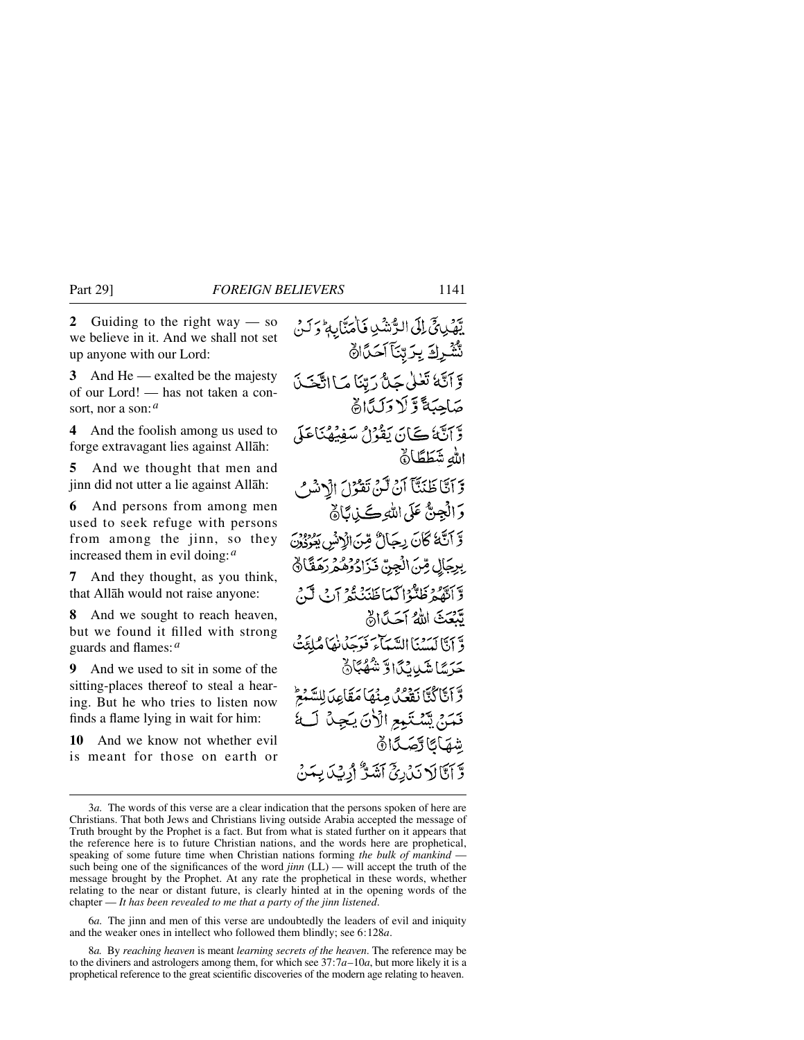**2** Guiding to the right way — so we believe in it. And we shall not set up anyone with our Lord:

**3** And He — exalted be the majesty of our Lord! — has not taken a consort, nor a son:[a]

**4** And the foolish among us used to forge extravagant lies against Allāh:

**5** And we thought that men and jinn did not utter a lie against Allāh:

**6** And persons from among men used to seek refuge with persons from among the jinn, so they increased them in evil doing:[a]

**7** And they thought, as you think, that Allāh would not raise anyone:

**8** And we sought to reach heaven, but we found it filled with strong guards and flames:[a]

**9** And we used to sit in some of the sitting-places thereof to steal a hearing. But he who tries to listen now finds a flame lying in wait for him:

**10** And we know not whether evil is meant for those on earth or

يَّهْدِيْٓ اِلَى الرُّشْدِ فَاٰمَنَّا بِهٖ ؕ وَلَنْ نُّشْرِكَ بِرَبِّنَآ اَحَدًا ۙ

وَّاَنَّهٗ تَعٰلٰى جَدُّ رَبِّنَا مَا اتَّخَذَ صَاحِبَةً وَّلَا وَلَدًا ۙ

وَّاَنَّهٗ كَانَ يَقُوْلُ سَفِيْهُنَا عَلَى اللّٰهِ شَطَطًا ۙ

وَّاَنَّا ظَنَنَّآ اَنْ لَّنْ تَقُوْلَ الْاِنْسُ وَالْجِنُّ عَلَى اللّٰهِ كَذِبًا ۙ

وَّاَنَّهٗ كَانَ رِجَالٌ مِّنَ الْاِنْسِ يَعُوْذُوْنَ بِرِجَالٍ مِّنَ الْجِنِّ فَزَادُوْهُمْ رَهَقًا ۙ

وَّاَنَّهُمْ ظَنُّوْا كَمَا ظَنَنْتُمْ اَنْ لَّنْ يَّبْعَثَ اللّٰهُ اَحَدًا ۙ

وَّاَنَّا لَمَسْنَا السَّمَآءَ فَوَجَدْنٰهَا مُلِئَتْ حَرَسًا شَدِيْدًا وَّشُهُبًا ۙ

وَّاَنَّا كُنَّا نَقْعُدُ مِنْهَا مَقَاعِدَ لِلسَّمْعِ ؕ فَمَنْ يَّسْتَمِعِ الْاٰنَ يَجِدْ لَهٗ شِهَابًا رَّصَدًا ۙ

وَّاَنَّا لَا نَدْرِيْٓ اَشَرٌّ اُرِيْدَ بِمَنْ

---

3*a.* The words of this verse are a clear indication that the persons spoken of here are Christians. That both Jews and Christians living outside Arabia accepted the message of Truth brought by the Prophet is a fact. But from what is stated further on it appears that the reference here is to future Christian nations, and the words here are prophetical, speaking of some future time when Christian nations forming *the bulk of mankind* — such being one of the significances of the word *jinn* (LL) — will accept the truth of the message brought by the Prophet. At any rate the prophetical in these words, whether relating to the near or distant future, is clearly hinted at in the opening words of the chapter — *It has been revealed to me that a party of the jinn listened*.

6*a.* The jinn and men of this verse are undoubtedly the leaders of evil and iniquity and the weaker ones in intellect who followed them blindly; see 6:128*a*.

8*a.* By *reaching heaven* is meant *learning secrets of the heaven*. The reference may be to the diviners and astrologers among them, for which see 37:7*a*–10*a*, but more likely it is a prophetical reference to the great scientific discoveries of the modern age relating to heaven.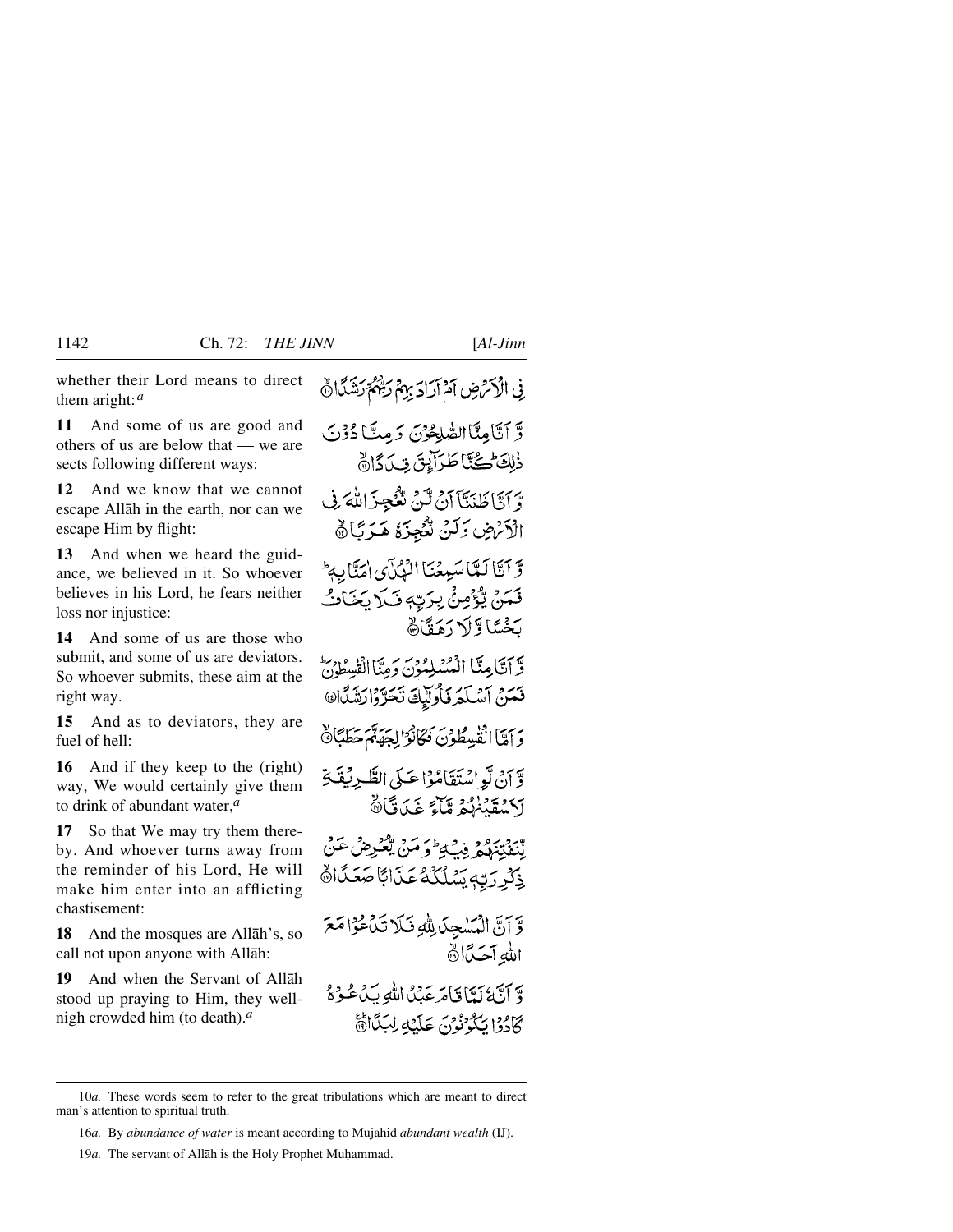whether their Lord means to direct them aright:[a]

فِي الْأَرْضِ أَمْ أَرَادَ بِهِمْ رَبُّهُمْ رَشَدًا ﴿١٠﴾

**11** And some of us are good and others of us are below that — we are sects following different ways:

وَّ أَنَّا مِنَّا الصّٰلِحُوْنَ وَ مِنَّا دُوْنَ ذٰلِكَ ۖ كُنَّا طَرَآئِقَ قِدَدًا ﴿١١﴾

**12** And we know that we cannot escape Allāh in the earth, nor can we escape Him by flight:

وَّ أَنَّا ظَنَنَّآ أَنْ لَّنْ نُّعْجِزَ اللّٰهَ فِي الْأَرْضِ وَ لَنْ نُّعْجِزَهٗ هَرَبًا ﴿١٢﴾

**13** And when we heard the guidance, we believed in it. So whoever believes in his Lord, he fears neither loss nor injustice:

وَّ أَنَّا لَمَّا سَمِعْنَا الْهُدٰٓى اٰمَنَّا بِهٖ ۖ فَمَنْ يُّؤْمِنْ بِرَبِّهٖ فَلَا يَخَافُ بَخْسًا وَّ لَا رَهَقًا ﴿١٣﴾

**14** And some of us are those who submit, and some of us are deviators. So whoever submits, these aim at the right way.

وَّ أَنَّا مِنَّا الْمُسْلِمُوْنَ وَ مِنَّا الْقٰسِطُوْنَ ۖ فَمَنْ أَسْلَمَ فَأُولٰٓئِكَ تَحَرَّوْا رَشَدًا ﴿١٤﴾

**15** And as to deviators, they are fuel of hell:

وَ أَمَّا الْقٰسِطُوْنَ فَكَانُوْا لِجَهَنَّمَ حَطَبًا ﴿١٥﴾

**16** And if they keep to the (right) way, We would certainly give them to drink of abundant water,[a]

وَّ أَنْ لَّوِ اسْتَقَامُوْا عَلَى الطَّرِيْقَةِ لَأَسْقَيْنٰهُمْ مَّآءً غَدَقًا ﴿١٦﴾

**17** So that We may try them thereby. And whoever turns away from the reminder of his Lord, He will make him enter into an afflicting chastisement:

لِّنَفْتِنَهُمْ فِيْهِ ۖ وَ مَنْ يُّعْرِضْ عَنْ ذِكْرِ رَبِّهٖ يَسْلُكْهُ عَذَابًا صَعَدًا ﴿١٧﴾

**18** And the mosques are Allāh's, so call not upon anyone with Allāh:

وَّ أَنَّ الْمَسٰجِدَ لِلّٰهِ فَلَا تَدْعُوْا مَعَ اللّٰهِ أَحَدًا ﴿١٨﴾

**19** And when the Servant of Allāh stood up praying to Him, they well-nigh crowded him (to death).[a]

وَّ أَنَّهٗ لَمَّا قَامَ عَبْدُ اللّٰهِ يَدْعُوْهُ كَادُوْا يَكُوْنُوْنَ عَلَيْهِ لِبَدًا ﴿١٩﴾

---

10*a.* These words seem to refer to the great tribulations which are meant to direct man's attention to spiritual truth.

16*a.* By *abundance of water* is meant according to Mujāhid *abundant wealth* (IJ).

19*a.* The servant of Allāh is the Holy Prophet Muḥammad.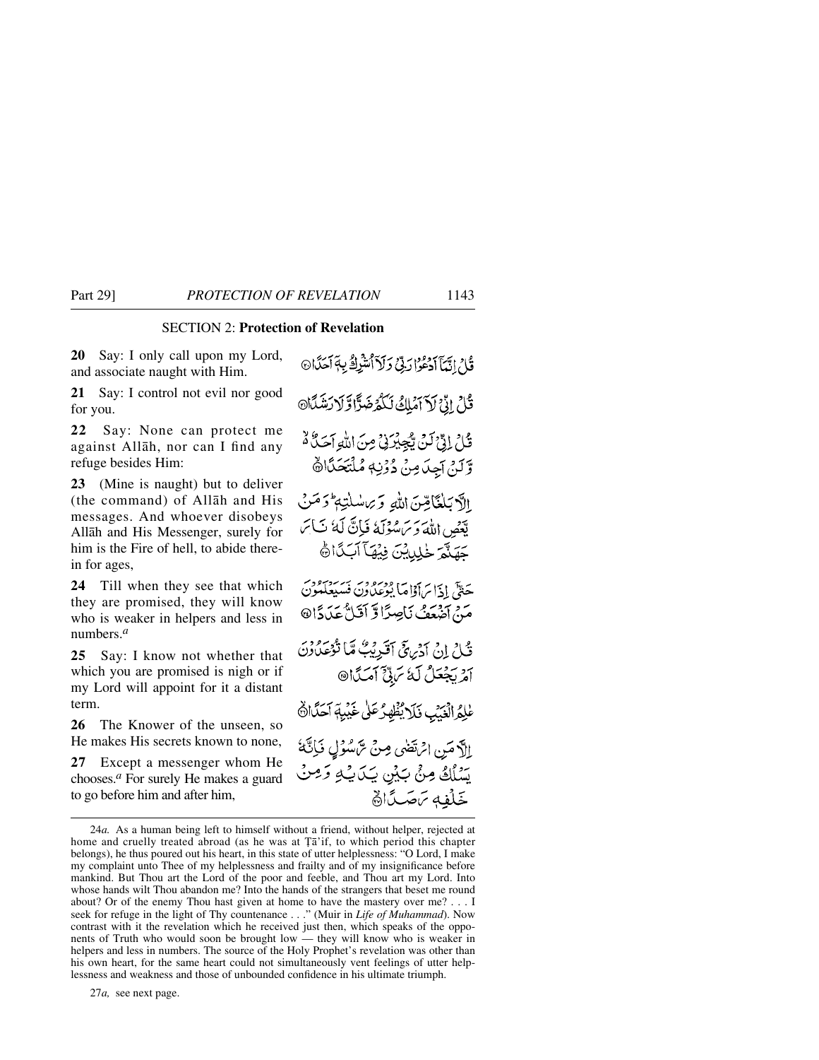## SECTION 2: **Protection of Revelation**

**20** Say: I only call upon my Lord, and associate naught with Him.

قُلْ اِنَّمَآ اَدْعُوْا رَبِّيْ وَلَآ اُشْرِكُ بِهٖٓ اَحَدًا ۝

**21** Say: I control not evil nor good for you.

قُلْ اِنِّيْ لَآ اَمْلِكُ لَكُمْ ضَرًّا وَّلَا رَشَدًا ۝

**22** Say: None can protect me against Allāh, nor can I find any refuge besides Him:

قُلْ اِنِّيْ لَنْ يُّجِيْرَنِيْ مِنَ اللّٰهِ اَحَدٌ ۙ وَّلَنْ اَجِدَ مِنْ دُوْنِهٖ مُلْتَحَدًا ۝

**23** (Mine is naught) but to deliver (the command) of Allāh and His messages. And whoever disobeys Allāh and His Messenger, surely for him is the Fire of hell, to abide therein for ages,

اِلَّا بَلٰغًا مِّنَ اللّٰهِ وَرِسٰلٰتِهٖ ؕ وَمَنْ يَّعْصِ اللّٰهَ وَرَسُوْلَهٗ فَاِنَّ لَهٗ نَارَ جَهَنَّمَ خٰلِدِيْنَ فِيْهَآ اَبَدًا ۝ؕ

**24** Till when they see that which they are promised, they will know who is weaker in helpers and less in numbers.[a]

حَتّٰٓى اِذَا رَاَوْا مَا يُوْعَدُوْنَ فَسَيَعْلَمُوْنَ مَنْ اَضْعَفُ نَاصِرًا وَّاَقَلُّ عَدَدًا ۝

**25** Say: I know not whether that which you are promised is nigh or if my Lord will appoint for it a distant term.

قُلْ اِنْ اَدْرِيْٓ اَقَرِيْبٌ مَّا تُوْعَدُوْنَ اَمْ يَجْعَلُ لَهٗ رَبِّيْٓ اَمَدًا ۝

**26** The Knower of the unseen, so He makes His secrets known to none,

عٰلِمُ الْغَيْبِ فَلَا يُظْهِرُ عَلٰى غَيْبِهٖٓ اَحَدًا ۝ۙ

**27** Except a messenger whom He chooses.[a] For surely He makes a guard to go before him and after him,

اِلَّا مَنِ ارْتَضٰى مِنْ رَّسُوْلٍ فَاِنَّهٗ يَسْلُكُ مِنْ بَيْنِ يَدَيْهِ وَمِنْ خَلْفِهٖ رَصَدًا ۝ۙ

---

24*a.* As a human being left to himself without a friend, without helper, rejected at home and cruelly treated abroad (as he was at Ṭā'if, to which period this chapter belongs), he thus poured out his heart, in this state of utter helplessness: "O Lord, I make my complaint unto Thee of my helplessness and frailty and of my insignificance before mankind. But Thou art the Lord of the poor and feeble, and Thou art my Lord. Into whose hands wilt Thou abandon me? Into the hands of the strangers that beset me round about? Or of the enemy Thou hast given at home to have the mastery over me? . . . I seek for refuge in the light of Thy countenance . . ." (Muir in *Life of Muhammad*). Now contrast with it the revelation which he received just then, which speaks of the opponents of Truth who would soon be brought low — they will know who is weaker in helpers and less in numbers. The source of the Holy Prophet's revelation was other than his own heart, for the same heart could not simultaneously vent feelings of utter helplessness and weakness and those of unbounded confidence in his ultimate triumph.

27*a,* see next page.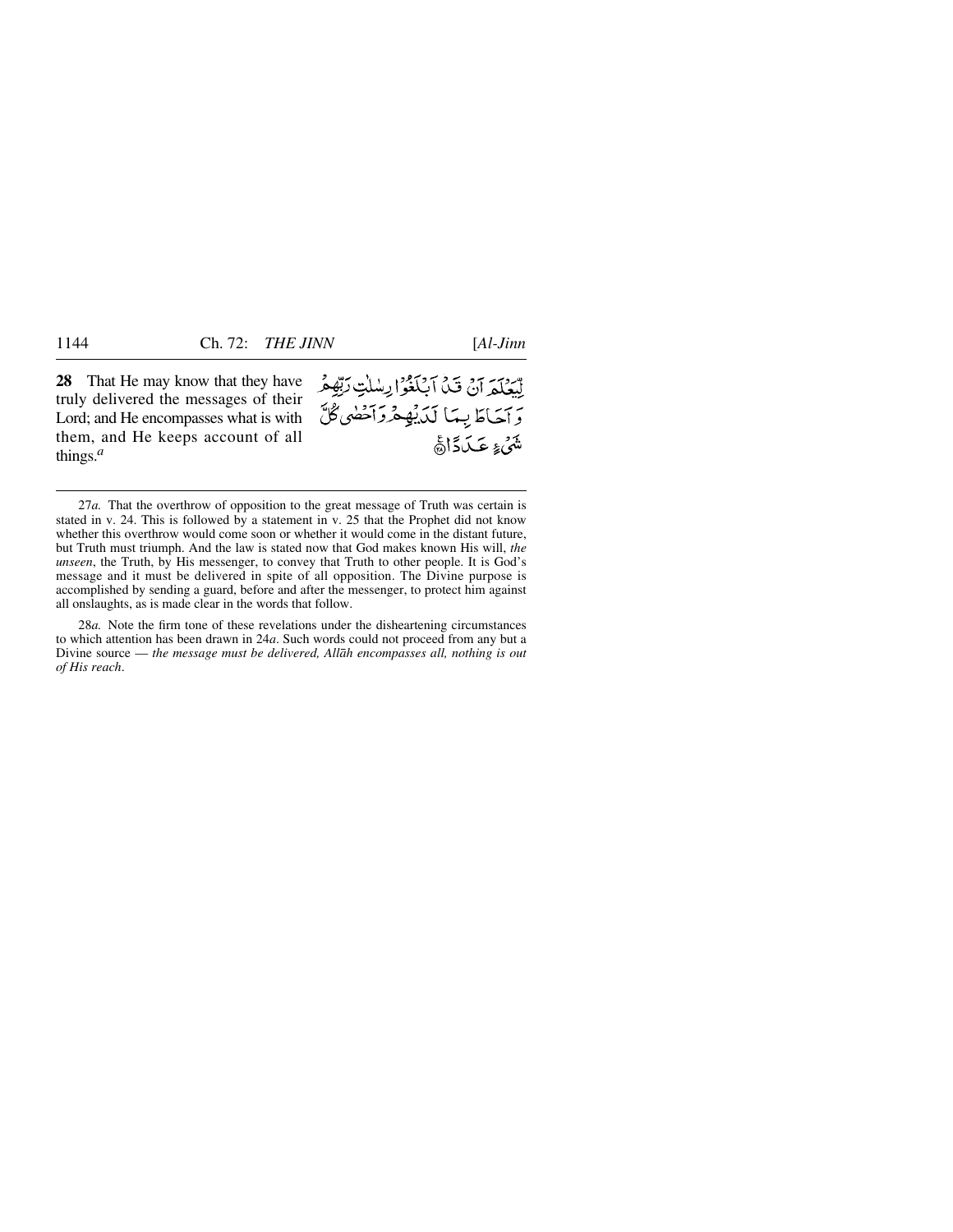**28** That He may know that they have truly delivered the messages of their Lord; and He encompasses what is with them, and He keeps account of all things.[a]

لِّيَعْلَمَ أَنْ قَدْ أَبْلَغُوا رِسٰلٰتِ رَبِّهِمْ وَأَحَاطَ بِمَا لَدَيْهِمْ وَأَحْصٰى كُلَّ شَيْءٍ عَدَدًا ﴿٢٨﴾

---

27*a.* That the overthrow of opposition to the great message of Truth was certain is stated in v. 24. This is followed by a statement in v. 25 that the Prophet did not know whether this overthrow would come soon or whether it would come in the distant future, but Truth must triumph. And the law is stated now that God makes known His will, *the unseen*, the Truth, by His messenger, to convey that Truth to other people. It is God's message and it must be delivered in spite of all opposition. The Divine purpose is accomplished by sending a guard, before and after the messenger, to protect him against all onslaughts, as is made clear in the words that follow.

28*a.* Note the firm tone of these revelations under the disheartening circumstances to which attention has been drawn in 24*a*. Such words could not proceed from any but a Divine source — *the message must be delivered, Allāh encompasses all, nothing is out of His reach*.